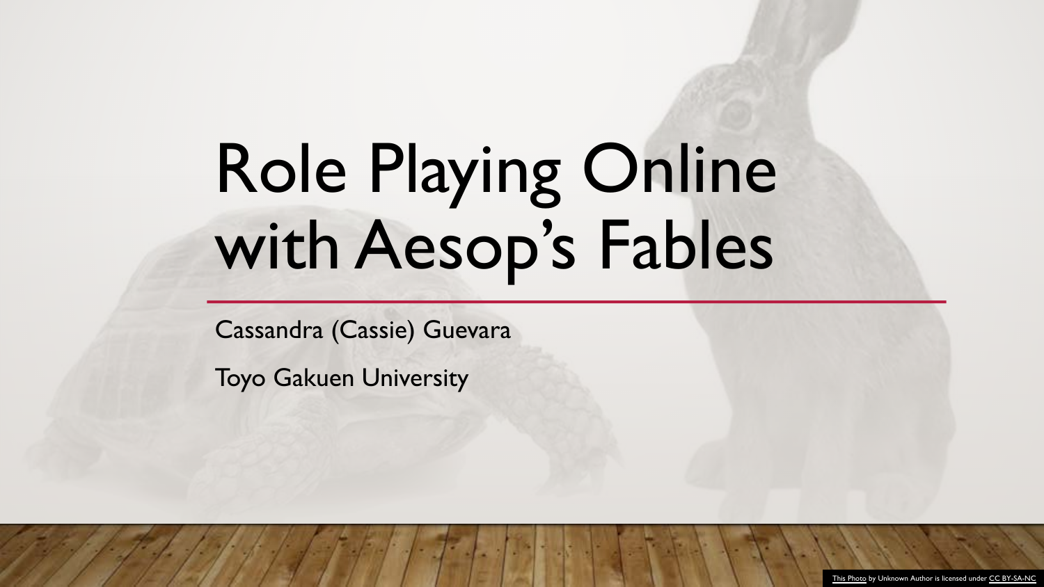# Role Playing Online with Aesop's Fables

Cassandra (Cassie) Guevara

Toyo Gakuen University

This Photo by Unknown Author is licensed under CC BY-SA-NC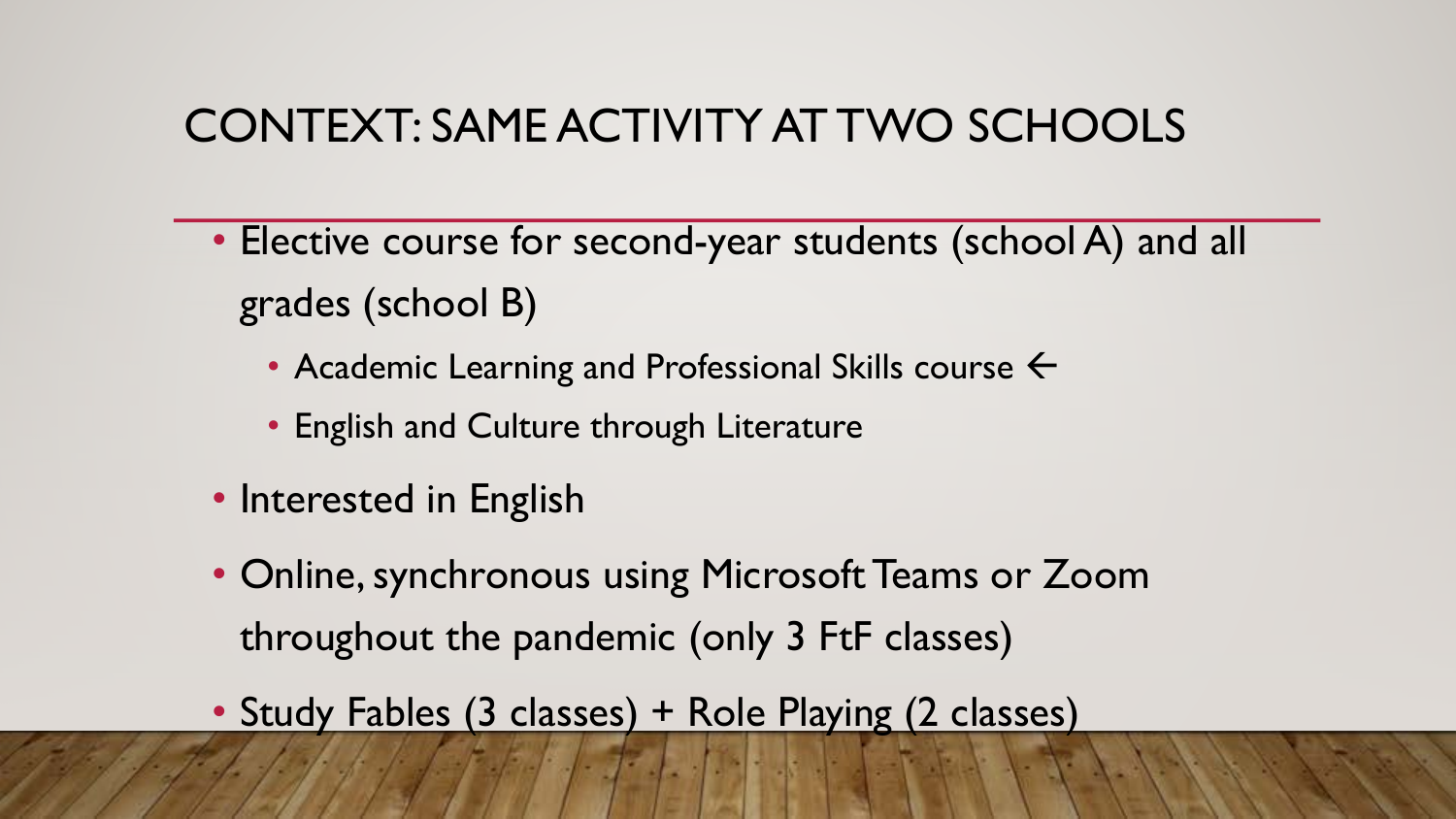# CONTEXT: SAME ACTIVITY AT TWO SCHOOLS

- Elective course for second-year students (school A) and all grades (school B)
  - Academic Learning and Professional Skills course ←
  - English and Culture through Literature
- Interested in English
- Online, synchronous using Microsoft Teams or Zoom throughout the pandemic (only 3 FtF classes)
- Study Fables (3 classes) + Role Playing (2 classes)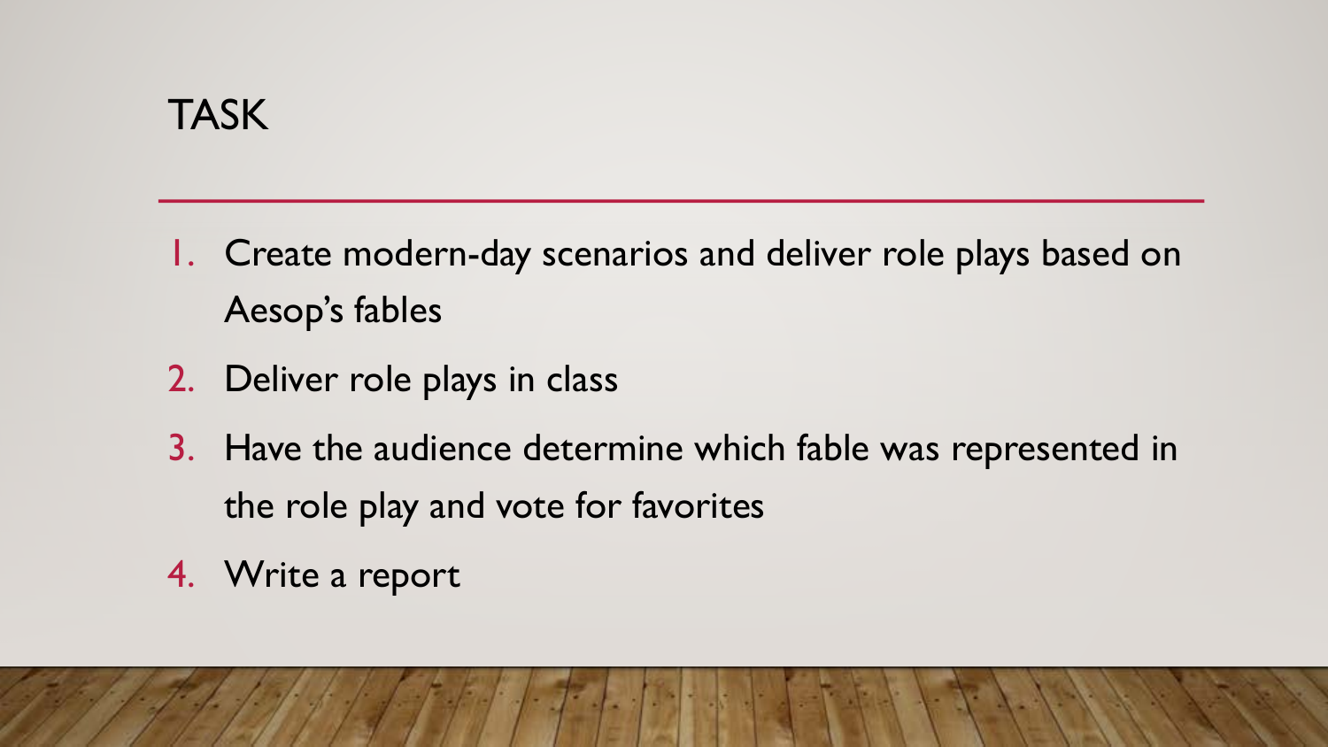# TASK

1. Create modern-day scenarios and deliver role plays based on Aesop's fables
2. Deliver role plays in class
3. Have the audience determine which fable was represented in the role play and vote for favorites
4. Write a report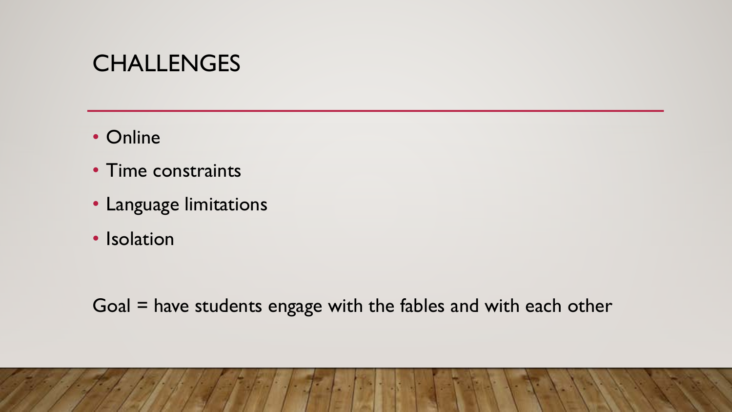# CHALLENGES

- Online
- Time constraints
- Language limitations
- Isolation

Goal = have students engage with the fables and with each other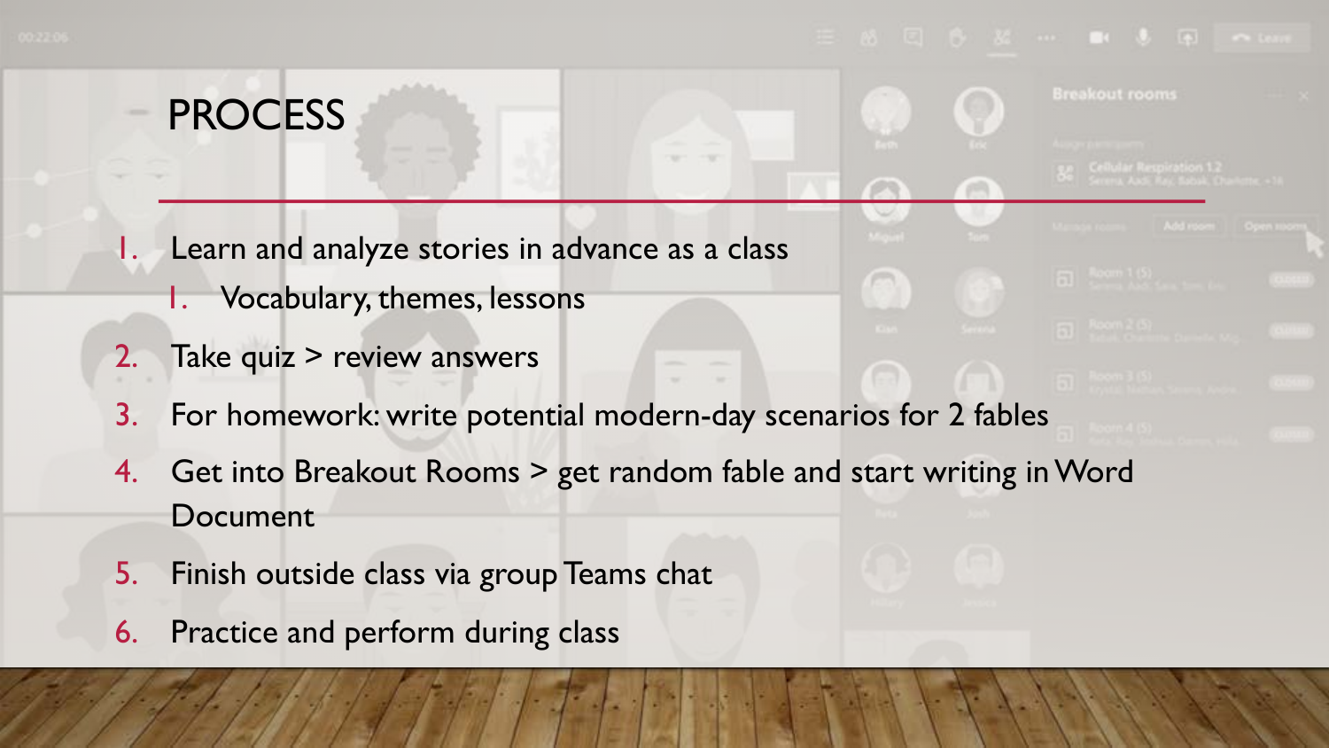# PROCESS

1. Learn and analyze stories in advance as a class
   1. Vocabulary, themes, lessons
2. Take quiz > review answers
3. For homework: write potential modern-day scenarios for 2 fables
4. Get into Breakout Rooms > get random fable and start writing in Word Document
5. Finish outside class via group Teams chat
6. Practice and perform during class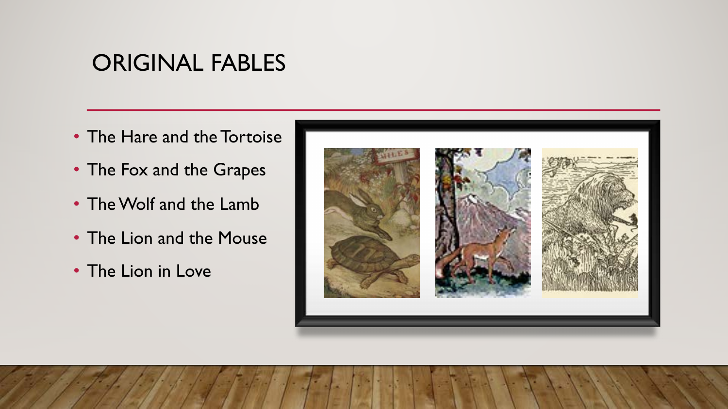# ORIGINAL FABLES

- The Hare and the Tortoise
- The Fox and the Grapes
- The Wolf and the Lamb
- The Lion and the Mouse
- The Lion in Love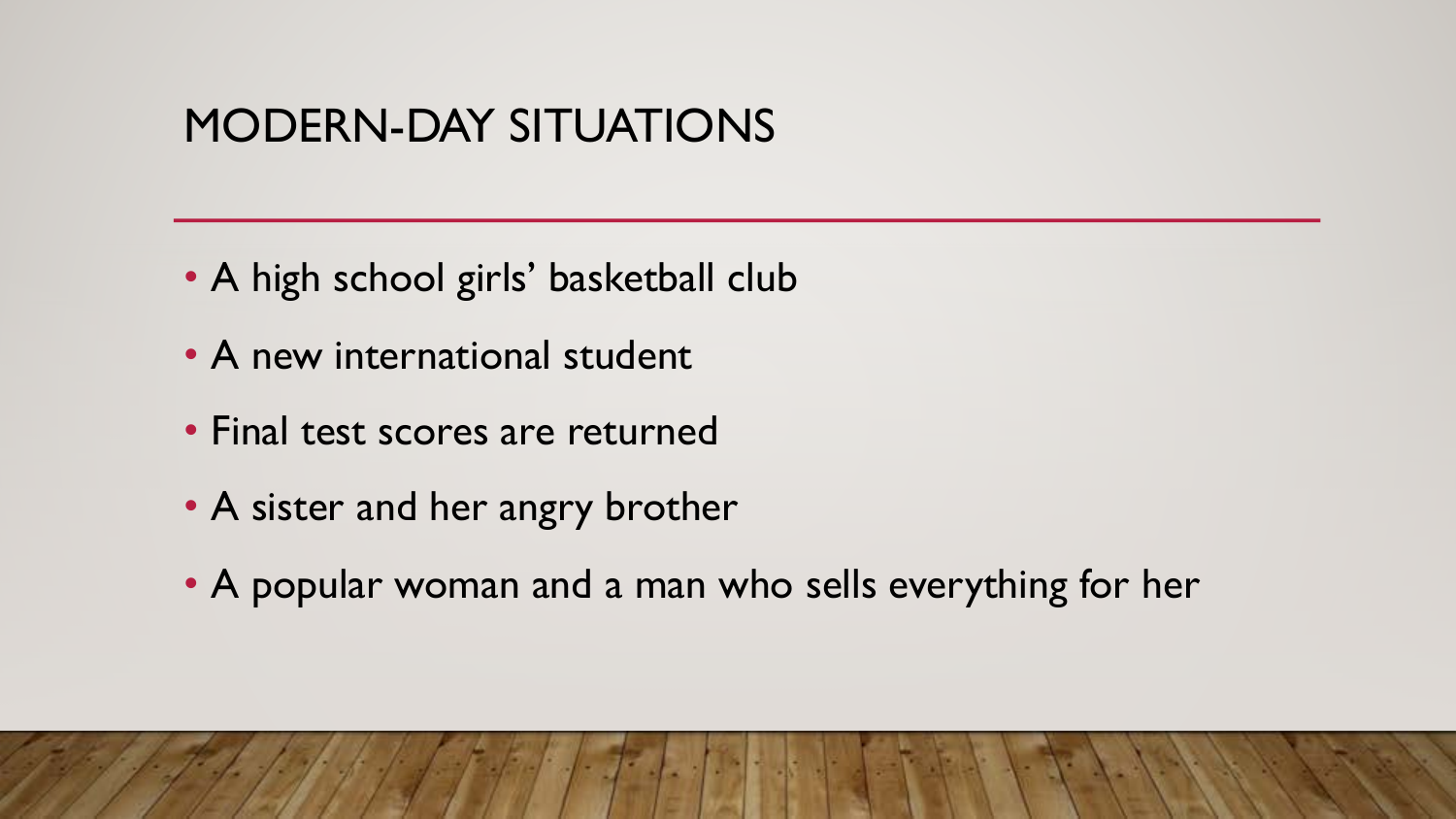# MODERN-DAY SITUATIONS

- A high school girls' basketball club
- A new international student
- Final test scores are returned
- A sister and her angry brother
- A popular woman and a man who sells everything for her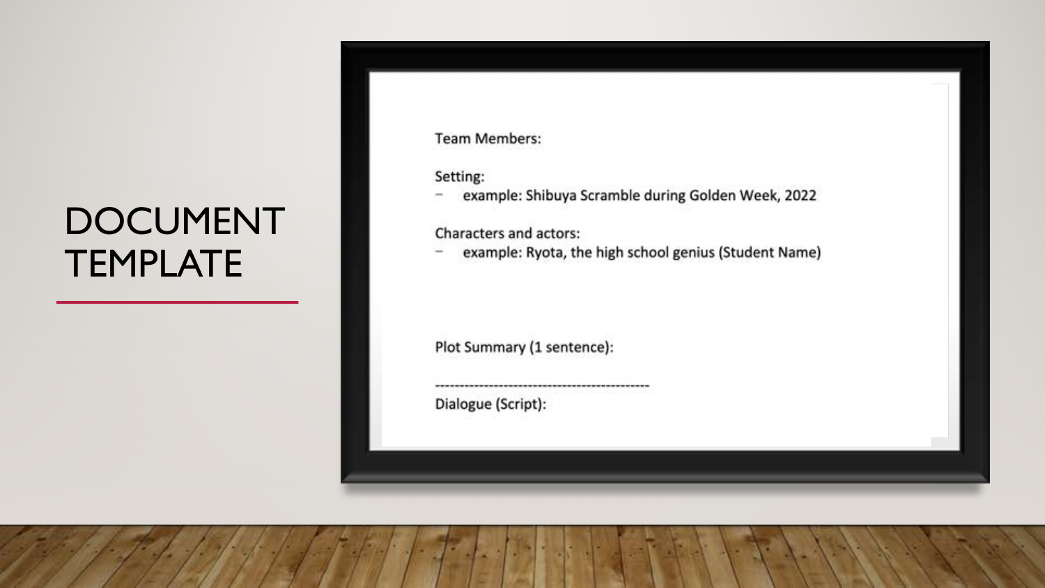# DOCUMENT TEMPLATE

Team Members:

Setting:

- example: Shibuya Scramble during Golden Week, 2022

Characters and actors:

- example: Ryota, the high school genius (Student Name)

Plot Summary (1 sentence):

--------------------------------------------

Dialogue (Script):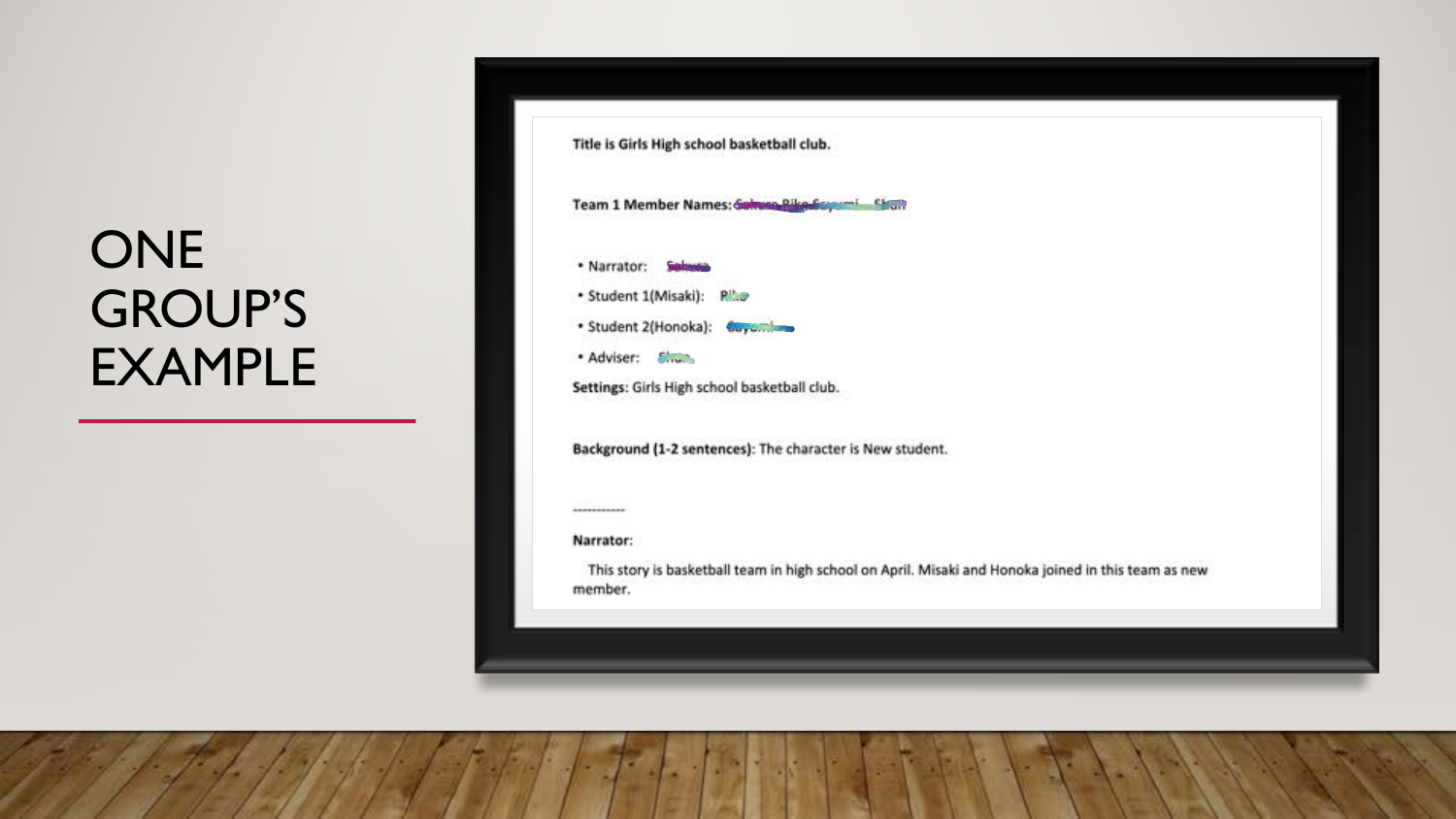# ONE GROUP'S EXAMPLE

**Title is Girls High school basketball club.**

**Team 1 Member Names:**

- Narrator:
- Student 1(Misaki):
- Student 2(Honoka):
- Adviser:

**Settings**: Girls High school basketball club.

**Background (1-2 sentences)**: The character is New student.

-----------

**Narrator:**

This story is basketball team in high school on April. Misaki and Honoka joined in this team as new member.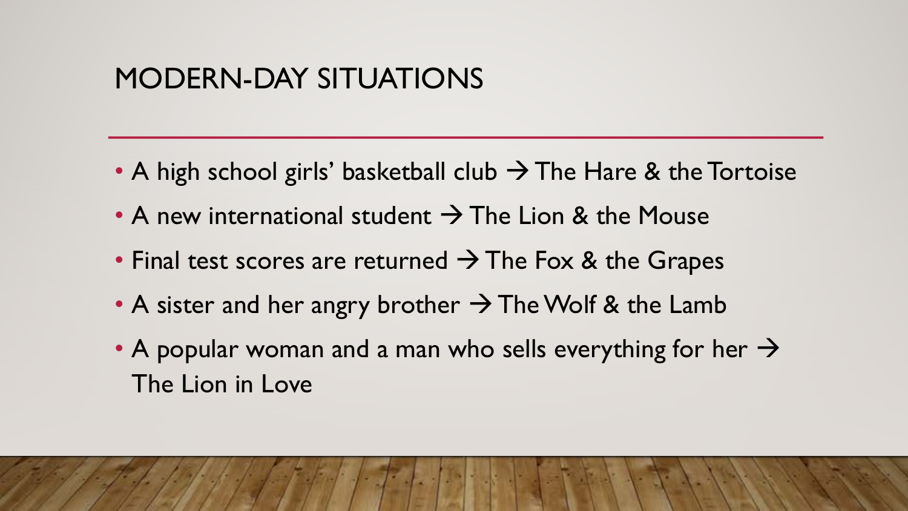# MODERN-DAY SITUATIONS

- A high school girls' basketball club → The Hare & the Tortoise
- A new international student → The Lion & the Mouse
- Final test scores are returned → The Fox & the Grapes
- A sister and her angry brother → The Wolf & the Lamb
- A popular woman and a man who sells everything for her → The Lion in Love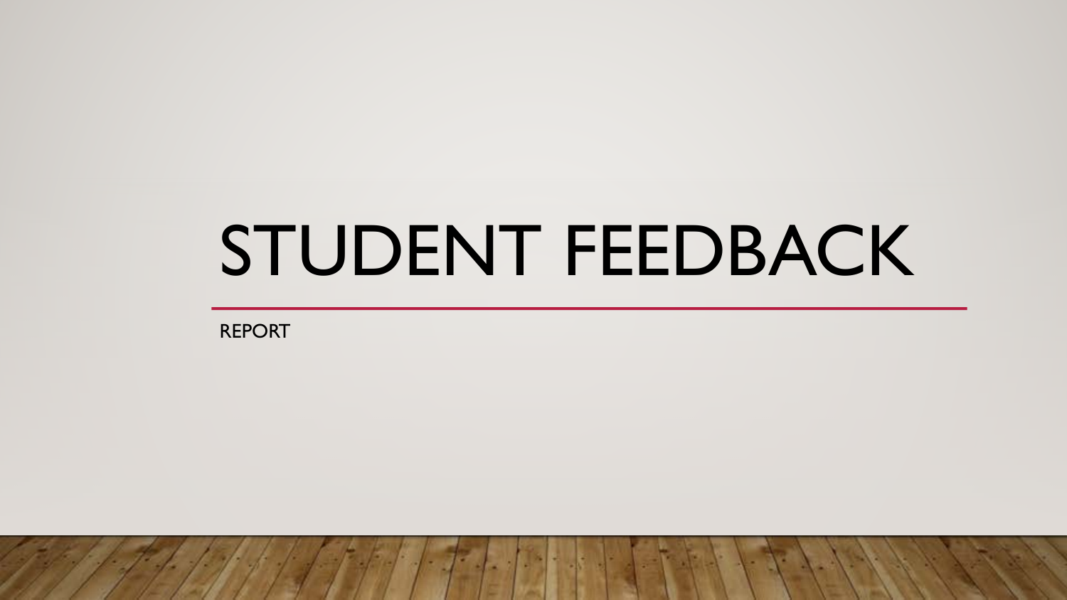# STUDENT FEEDBACK

REPORT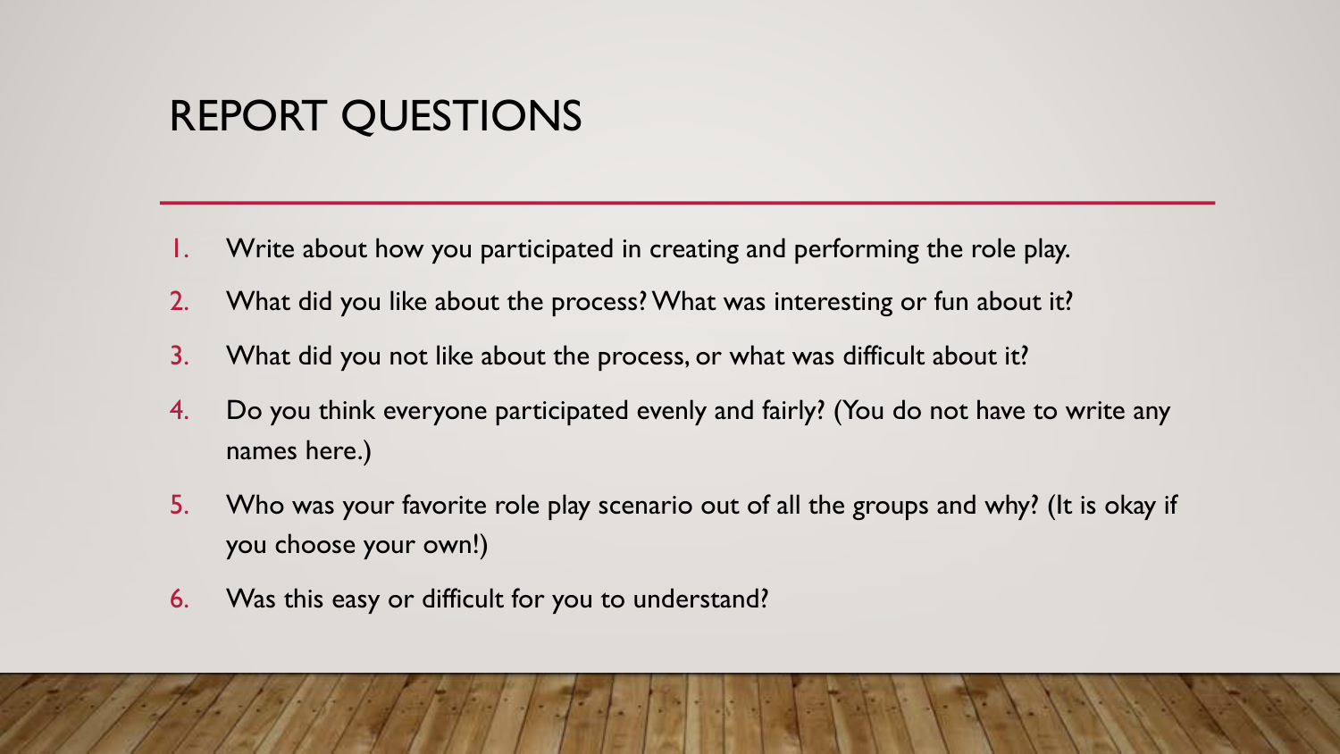# REPORT QUESTIONS

1. Write about how you participated in creating and performing the role play.
2. What did you like about the process? What was interesting or fun about it?
3. What did you not like about the process, or what was difficult about it?
4. Do you think everyone participated evenly and fairly? (You do not have to write any names here.)
5. Who was your favorite role play scenario out of all the groups and why? (It is okay if you choose your own!)
6. Was this easy or difficult for you to understand?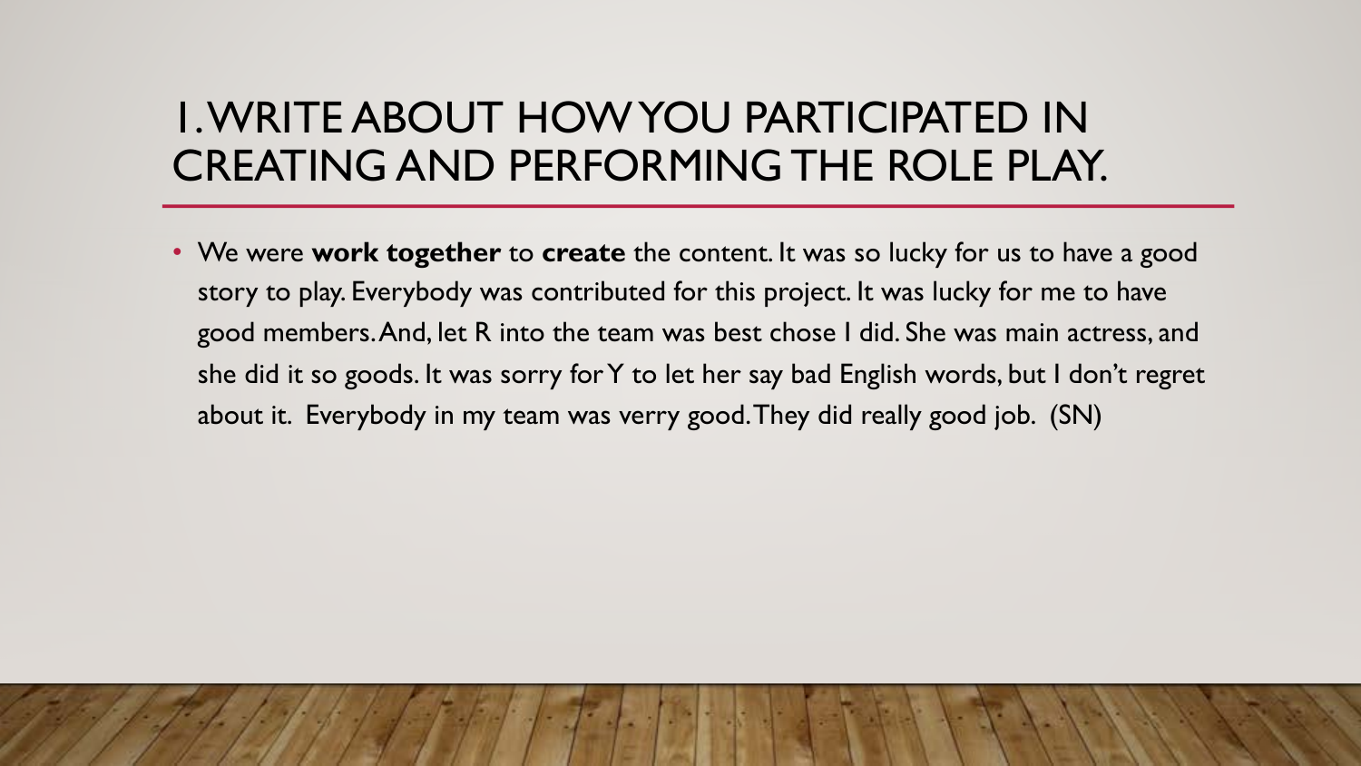# 1. WRITE ABOUT HOW YOU PARTICIPATED IN CREATING AND PERFORMING THE ROLE PLAY.

- We were **work together** to **create** the content. It was so lucky for us to have a good story to play. Everybody was contributed for this project. It was lucky for me to have good members. And, let R into the team was best chose I did. She was main actress, and she did it so goods. It was sorry for Y to let her say bad English words, but I don't regret about it. Everybody in my team was verry good. They did really good job. (SN)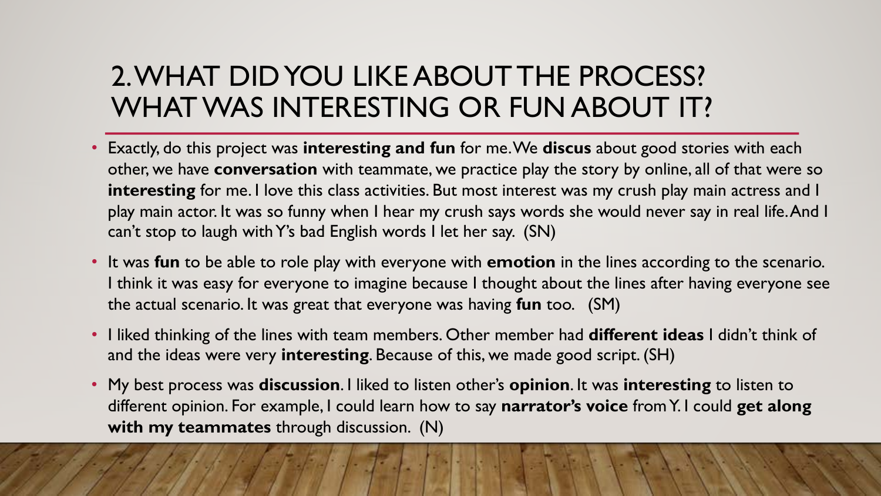## 2. WHAT DID YOU LIKE ABOUT THE PROCESS? WHAT WAS INTERESTING OR FUN ABOUT IT?

- Exactly, do this project was **interesting and fun** for me. We **discus** about good stories with each other, we have **conversation** with teammate, we practice play the story by online, all of that were so **interesting** for me. I love this class activities. But most interest was my crush play main actress and I play main actor. It was so funny when I hear my crush says words she would never say in real life. And I can't stop to laugh with Y's bad English words I let her say. (SN)
- It was **fun** to be able to role play with everyone with **emotion** in the lines according to the scenario. I think it was easy for everyone to imagine because I thought about the lines after having everyone see the actual scenario. It was great that everyone was having **fun** too. (SM)
- I liked thinking of the lines with team members. Other member had **different ideas** I didn't think of and the ideas were very **interesting**. Because of this, we made good script. (SH)
- My best process was **discussion**. I liked to listen other's **opinion**. It was **interesting** to listen to different opinion. For example, I could learn how to say **narrator's voice** from Y. I could **get along with my teammates** through discussion. (N)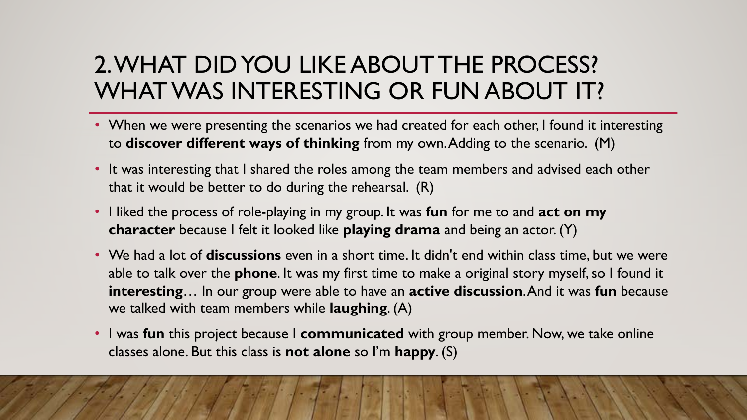# 2. WHAT DID YOU LIKE ABOUT THE PROCESS? WHAT WAS INTERESTING OR FUN ABOUT IT?

- When we were presenting the scenarios we had created for each other, I found it interesting to **discover different ways of thinking** from my own. Adding to the scenario. (M)
- It was interesting that I shared the roles among the team members and advised each other that it would be better to do during the rehearsal. (R)
- I liked the process of role-playing in my group. It was **fun** for me to and **act on my character** because I felt it looked like **playing drama** and being an actor. (Y)
- We had a lot of **discussions** even in a short time. It didn't end within class time, but we were able to talk over the **phone**. It was my first time to make a original story myself, so I found it **interesting**… In our group were able to have an **active discussion**. And it was **fun** because we talked with team members while **laughing**. (A)
- I was **fun** this project because I **communicated** with group member. Now, we take online classes alone. But this class is **not alone** so I'm **happy**. (S)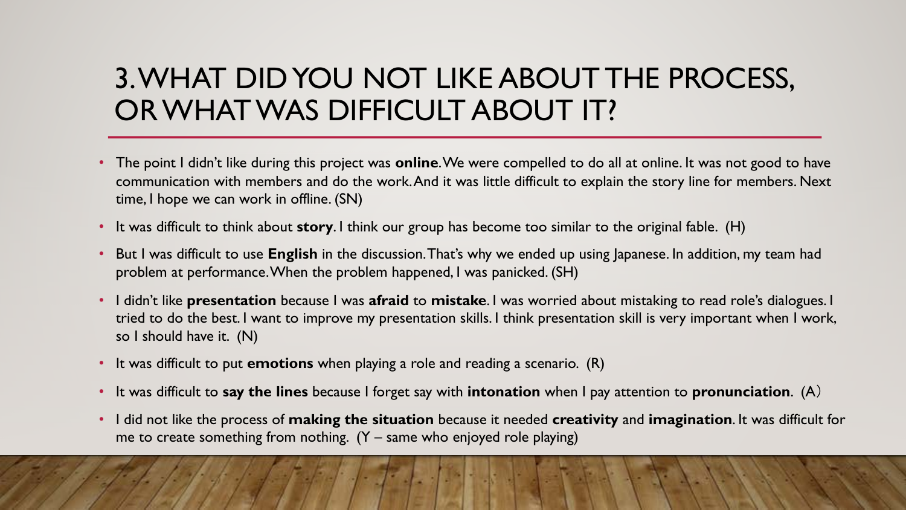# 3. WHAT DID YOU NOT LIKE ABOUT THE PROCESS, OR WHAT WAS DIFFICULT ABOUT IT?

- The point I didn't like during this project was **online**. We were compelled to do all at online. It was not good to have communication with members and do the work. And it was little difficult to explain the story line for members. Next time, I hope we can work in offline. (SN)
- It was difficult to think about **story**. I think our group has become too similar to the original fable. (H)
- But I was difficult to use **English** in the discussion. That's why we ended up using Japanese. In addition, my team had problem at performance. When the problem happened, I was panicked. (SH)
- I didn't like **presentation** because I was **afraid** to **mistake**. I was worried about mistaking to read role's dialogues. I tried to do the best. I want to improve my presentation skills. I think presentation skill is very important when I work, so I should have it. (N)
- It was difficult to put **emotions** when playing a role and reading a scenario. (R)
- It was difficult to **say the lines** because I forget say with **intonation** when I pay attention to **pronunciation**. (A)
- I did not like the process of **making the situation** because it needed **creativity** and **imagination**. It was difficult for me to create something from nothing. (Y – same who enjoyed role playing)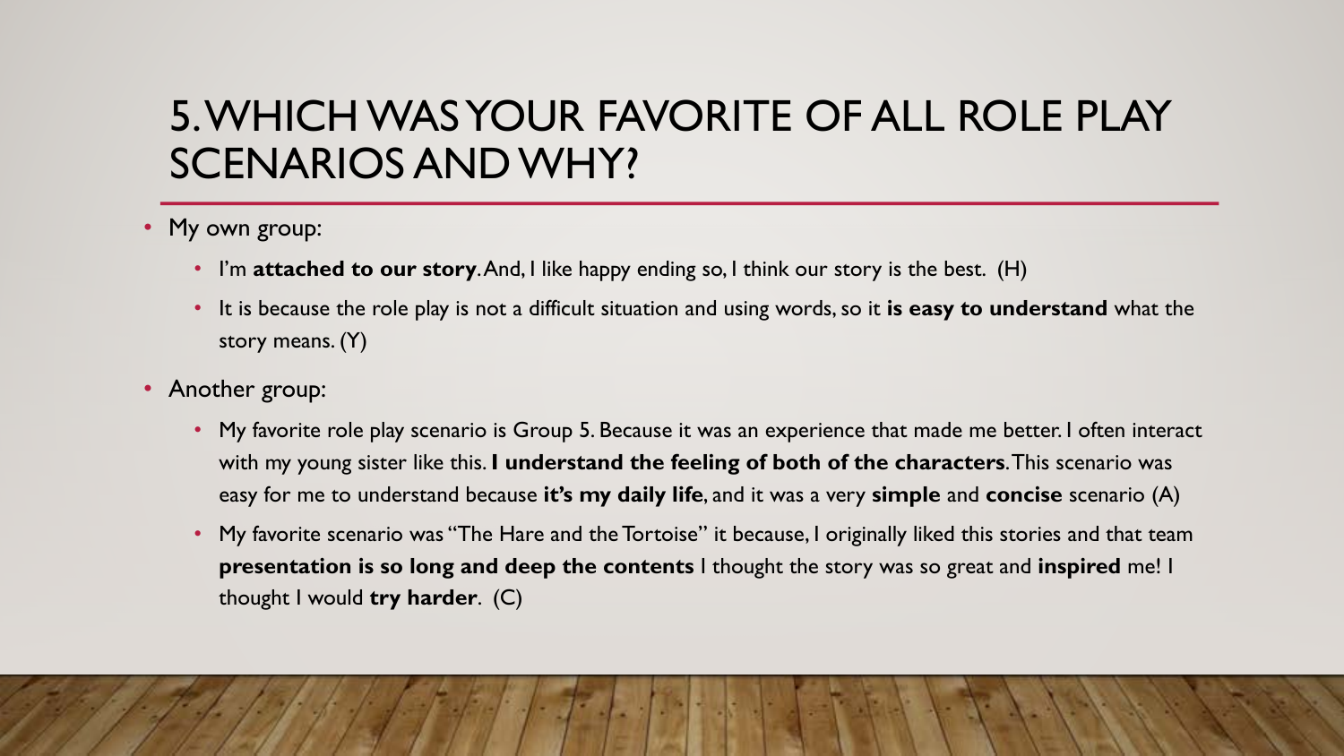# 5. WHICH WAS YOUR FAVORITE OF ALL ROLE PLAY SCENARIOS AND WHY?

- My own group:
  - I'm **attached to our story**. And, I like happy ending so, I think our story is the best. (H)
  - It is because the role play is not a difficult situation and using words, so it **is easy to understand** what the story means. (Y)
- Another group:
  - My favorite role play scenario is Group 5. Because it was an experience that made me better. I often interact with my young sister like this. **I understand the feeling of both of the characters**. This scenario was easy for me to understand because **it's my daily life**, and it was a very **simple** and **concise** scenario (A)
  - My favorite scenario was "The Hare and the Tortoise" it because, I originally liked this stories and that team **presentation is so long and deep the contents** I thought the story was so great and **inspired** me! I thought I would **try harder**. (C)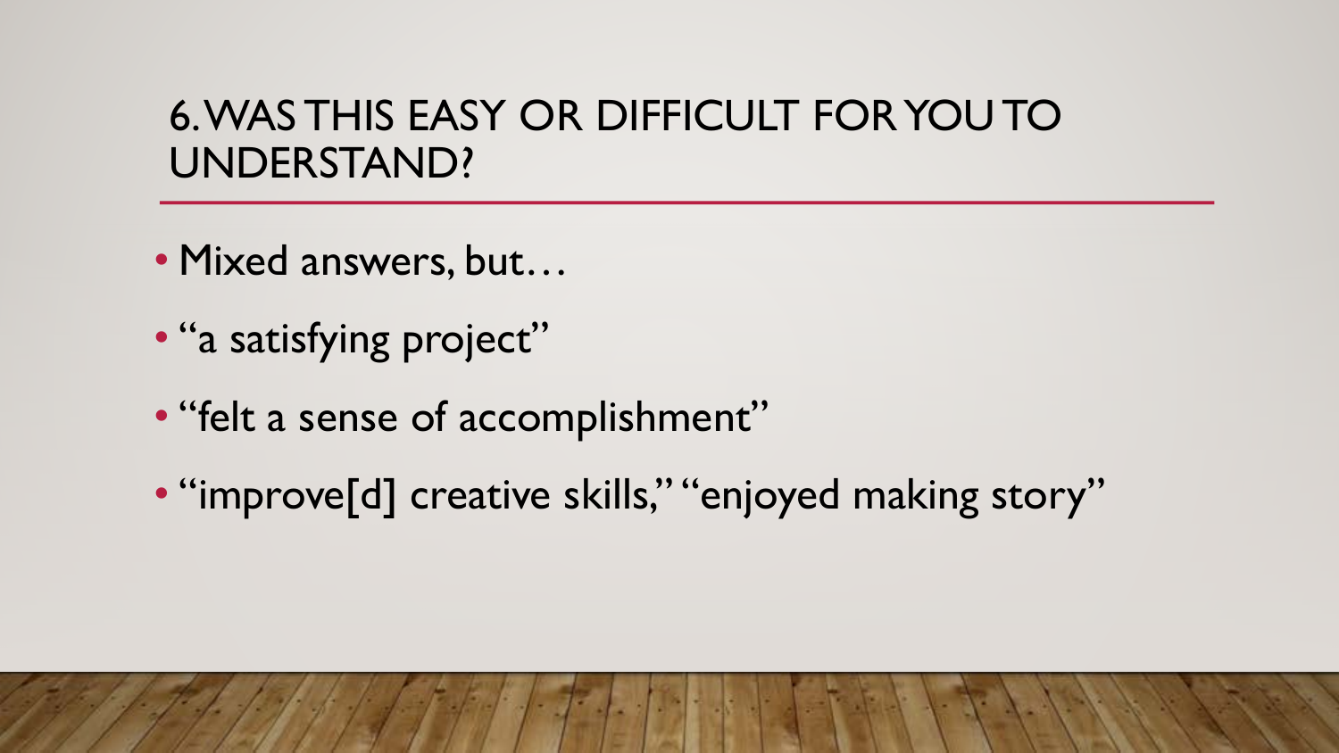## 6. WAS THIS EASY OR DIFFICULT FOR YOU TO UNDERSTAND?

- Mixed answers, but…
- "a satisfying project"
- "felt a sense of accomplishment"
- "improve[d] creative skills," "enjoyed making story"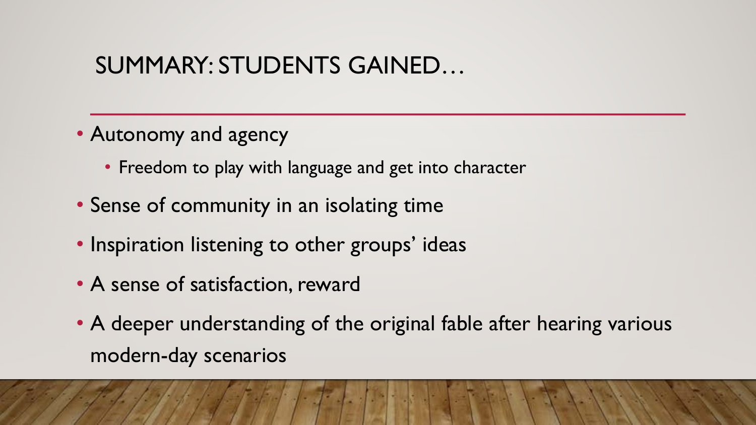# SUMMARY: STUDENTS GAINED…

- Autonomy and agency
  - Freedom to play with language and get into character
- Sense of community in an isolating time
- Inspiration listening to other groups' ideas
- A sense of satisfaction, reward
- A deeper understanding of the original fable after hearing various modern-day scenarios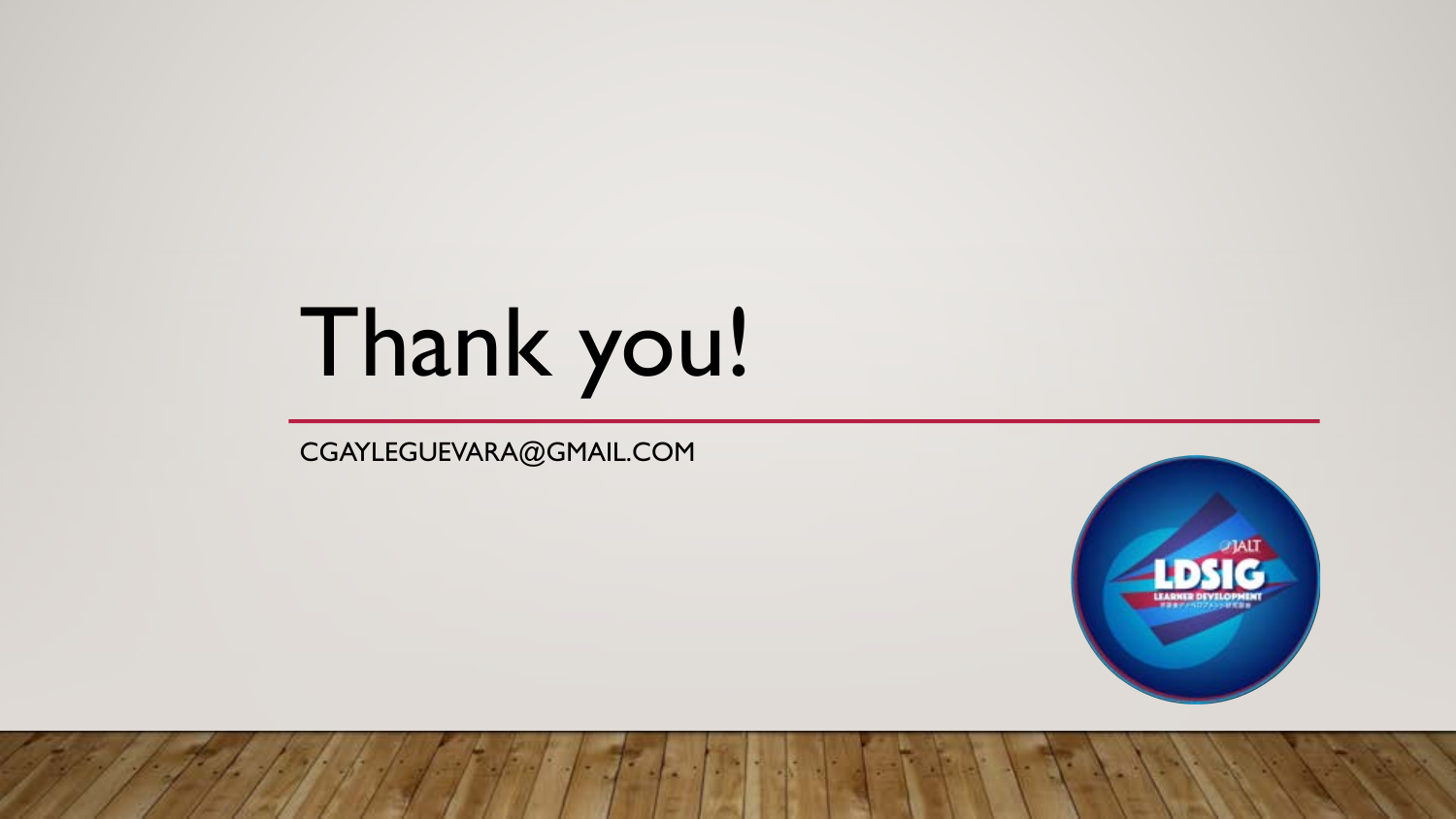# Thank you!

CGAYLEGUEVARA@GMAIL.COM